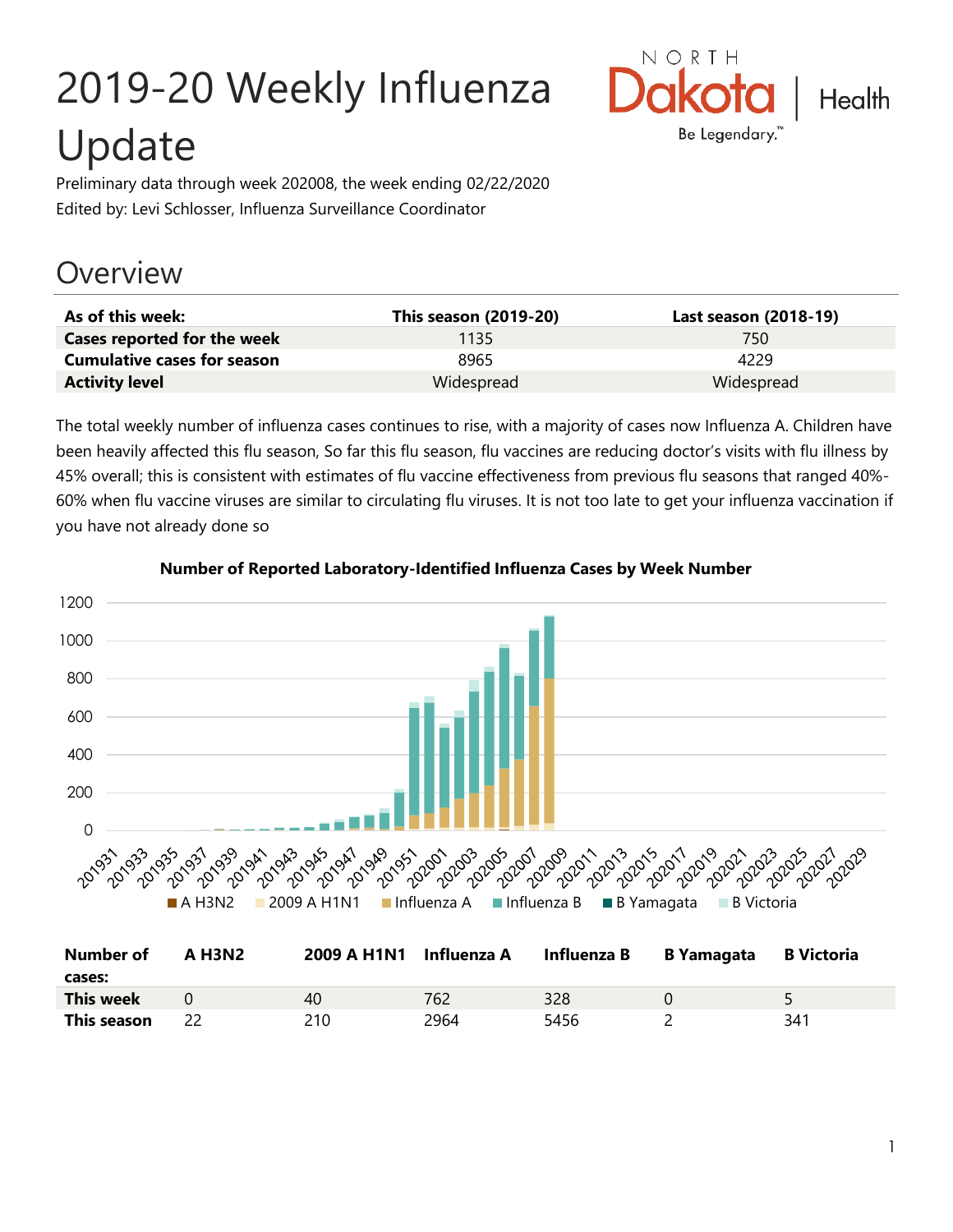# 2019-20 Weekly Influenza Update

Preliminary data through week 202008, the week ending 02/22/2020

Edited by: Levi Schlosser, Influenza Surveillance Coordinator

## Overview

| As of this week: | This season (2019-20) | Last season (2018-19) |
|---|---|---|
| **Cases reported for the week** | 1135 | 750 |
| **Cumulative cases for season** | 8965 | 4229 |
| **Activity level** | Widespread | Widespread |

The total weekly number of influenza cases continues to rise, with a majority of cases now Influenza A. Children have been heavily affected this flu season, So far this flu season, flu vaccines are reducing doctor's visits with flu illness by 45% overall; this is consistent with estimates of flu vaccine effectiveness from previous flu seasons that ranged 40%-60% when flu vaccine viruses are similar to circulating flu viruses. It is not too late to get your influenza vaccination if you have not already done so

**Number of Reported Laboratory-Identified Influenza Cases by Week Number**

| Number of cases: | A H3N2 | 2009 A H1N1 | Influenza A | Influenza B | B Yamagata | B Victoria |
|---|---|---|---|---|---|---|
| **This week** | 0 | 40 | 762 | 328 | 0 | 5 |
| **This season** | 22 | 210 | 2964 | 5456 | 2 | 341 |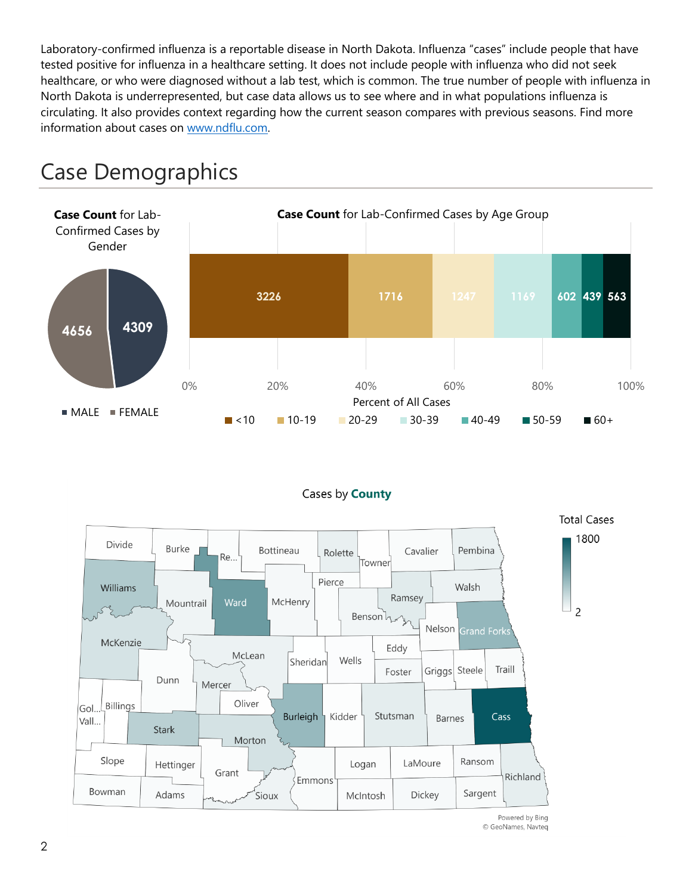Laboratory-confirmed influenza is a reportable disease in North Dakota. Influenza "cases" include people that have tested positive for influenza in a healthcare setting. It does not include people with influenza who did not seek healthcare, or who were diagnosed without a lab test, which is common. The true number of people with influenza in North Dakota is underrepresented, but case data allows us to see where and in what populations influenza is circulating. It also provides context regarding how the current season compares with previous seasons. Find more information about cases on www.ndflu.com.

# Case Demographics

**Case Count** for Lab-Confirmed Cases by Gender

| Gender | Case Count |
|---|---|
| MALE | 4309 |
| FEMALE | 4656 |

**Case Count** for Lab-Confirmed Cases by Age Group

| Age Group | Case Count |
|---|---|
| <10 | 3226 |
| 10-19 | 1716 |
| 20-29 | 1247 |
| 30-39 | 1169 |
| 40-49 | 602 |
| 50-59 | 439 |
| 60+ | 563 |

Percent of All Cases

Cases by **County**

Total Cases: 2 – 1800

Powered by Bing
© GeoNames, Navteq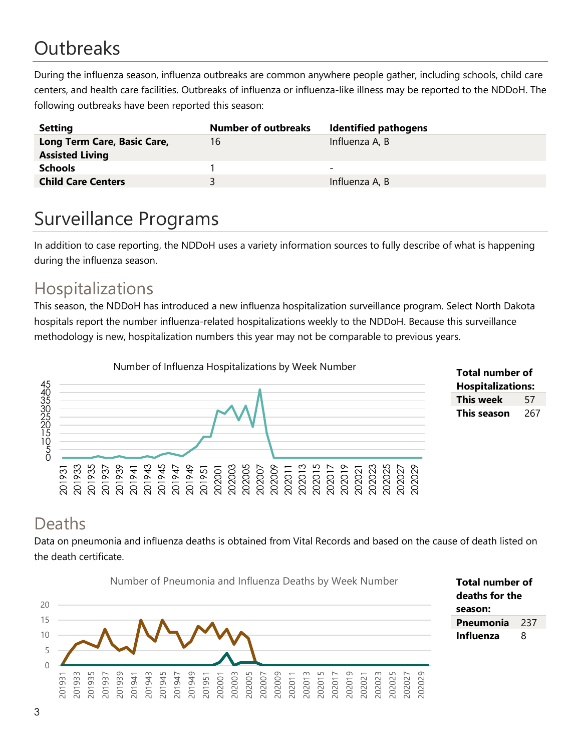# Outbreaks

During the influenza season, influenza outbreaks are common anywhere people gather, including schools, child care centers, and health care facilities. Outbreaks of influenza or influenza-like illness may be reported to the NDDoH. The following outbreaks have been reported this season:

| Setting | Number of outbreaks | Identified pathogens |
|---|---|---|
| **Long Term Care, Basic Care, Assisted Living** | 16 | Influenza A, B |
| **Schools** | 1 | - |
| **Child Care Centers** | 3 | Influenza A, B |

# Surveillance Programs

In addition to case reporting, the NDDoH uses a variety information sources to fully describe of what is happening during the influenza season.

## Hospitalizations

This season, the NDDoH has introduced a new influenza hospitalization surveillance program. Select North Dakota hospitals report the number influenza-related hospitalizations weekly to the NDDoH. Because this surveillance methodology is new, hospitalization numbers this year may not be comparable to previous years.

Number of Influenza Hospitalizations by Week Number

| Total number of Hospitalizations: | |
|---|---|
| **This week** | 57 |
| **This season** | 267 |

## Deaths

Data on pneumonia and influenza deaths is obtained from Vital Records and based on the cause of death listed on the death certificate.

Number of Pneumonia and Influenza Deaths by Week Number

| Total number of deaths for the season: | |
|---|---|
| **Pneumonia** | 237 |
| **Influenza** | 8 |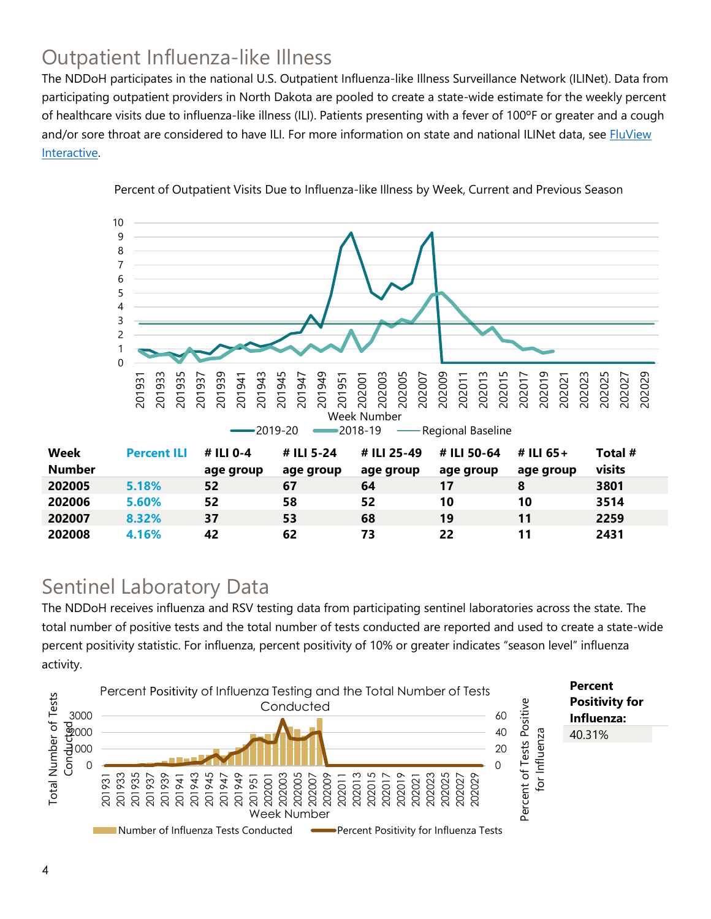# Outpatient Influenza-like Illness

The NDDoH participates in the national U.S. Outpatient Influenza-like Illness Surveillance Network (ILINet). Data from participating outpatient providers in North Dakota are pooled to create a state-wide estimate for the weekly percent of healthcare visits due to influenza-like illness (ILI). Patients presenting with a fever of 100ºF or greater and a cough and/or sore throat are considered to have ILI. For more information on state and national ILINet data, see FluView Interactive.

Percent of Outpatient Visits Due to Influenza-like Illness by Week, Current and Previous Season

| Week Number | Percent ILI | # ILI 0-4 age group | # ILI 5-24 age group | # ILI 25-49 age group | # ILI 50-64 age group | # ILI 65+ age group | Total # visits |
|---|---|---|---|---|---|---|---|
| 202005 | 5.18% | 52 | 67 | 64 | 17 | 8 | 3801 |
| 202006 | 5.60% | 52 | 58 | 52 | 10 | 10 | 3514 |
| 202007 | 8.32% | 37 | 53 | 68 | 19 | 11 | 2259 |
| 202008 | 4.16% | 42 | 62 | 73 | 22 | 11 | 2431 |

# Sentinel Laboratory Data

The NDDoH receives influenza and RSV testing data from participating sentinel laboratories across the state. The total number of positive tests and the total number of tests conducted are reported and used to create a state-wide percent positivity statistic. For influenza, percent positivity of 10% or greater indicates "season level" influenza activity.

Percent Positivity of Influenza Testing and the Total Number of Tests Conducted

| Percent Positivity for Influenza: |
|---|
| 40.31% |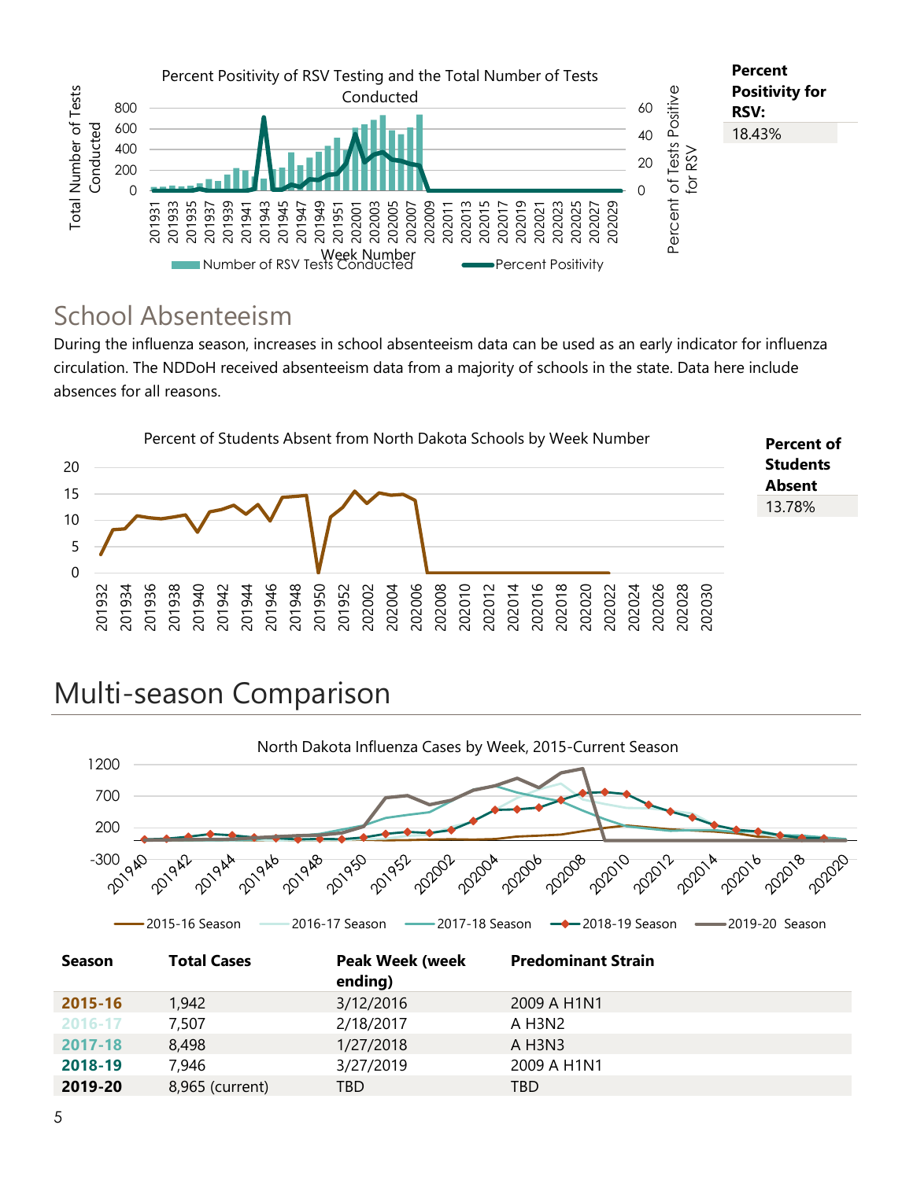Percent Positivity for RSV:

18.43%

## School Absenteeism

During the influenza season, increases in school absenteeism data can be used as an early indicator for influenza circulation. The NDDoH received absenteeism data from a majority of schools in the state. Data here include absences for all reasons.

Percent of Students Absent

13.78%

# Multi-season Comparison

| Season | Total Cases | Peak Week (week ending) | Predominant Strain |
|---|---|---|---|
| **2015-16** | 1,942 | 3/12/2016 | 2009 A H1N1 |
| **2016-17** | 7,507 | 2/18/2017 | A H3N2 |
| **2017-18** | 8,498 | 1/27/2018 | A H3N3 |
| **2018-19** | 7,946 | 3/27/2019 | 2009 A H1N1 |
| **2019-20** | 8,965 (current) | TBD | TBD |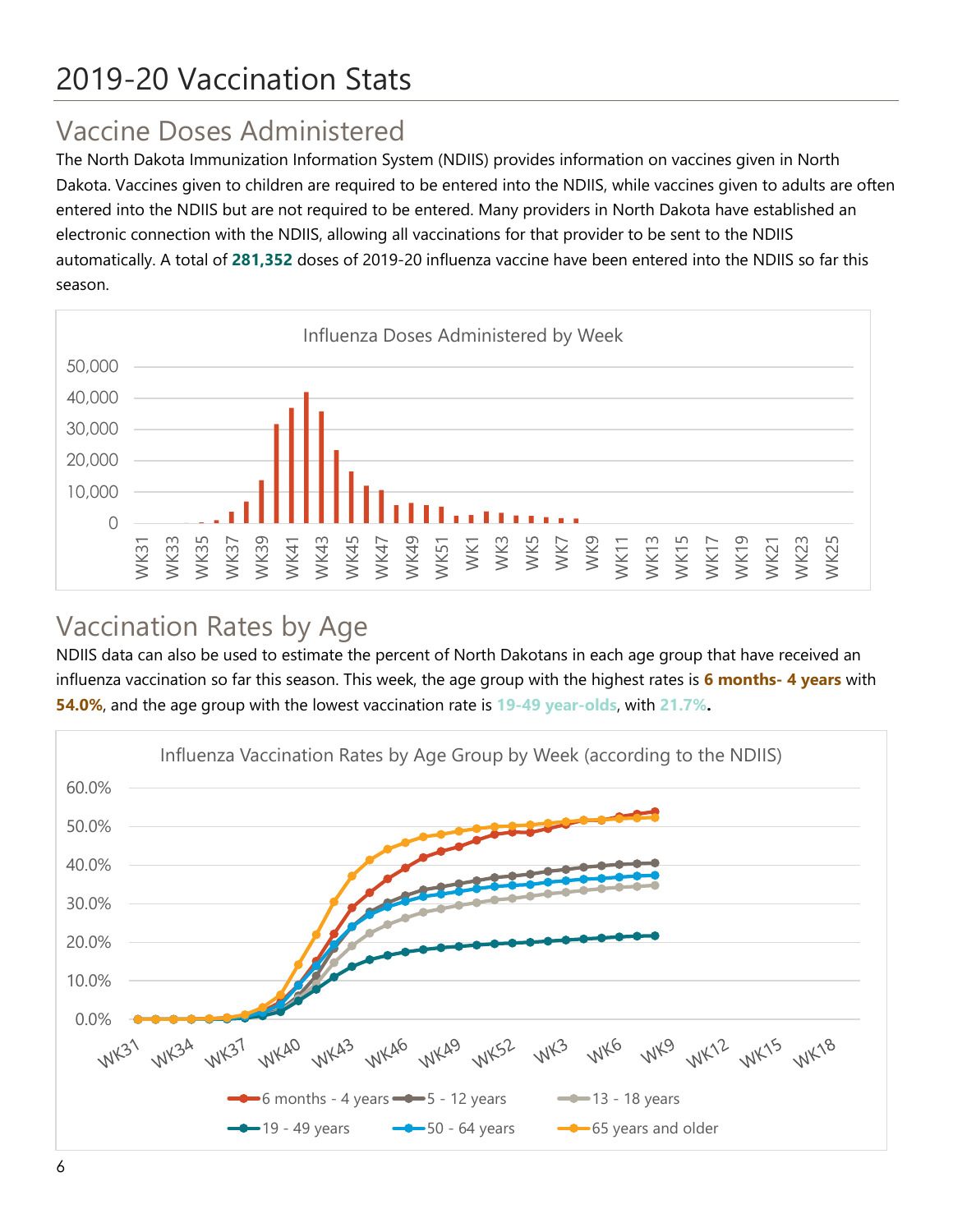# 2019-20 Vaccination Stats

## Vaccine Doses Administered

The North Dakota Immunization Information System (NDIIS) provides information on vaccines given in North Dakota. Vaccines given to children are required to be entered into the NDIIS, while vaccines given to adults are often entered into the NDIIS but are not required to be entered. Many providers in North Dakota have established an electronic connection with the NDIIS, allowing all vaccinations for that provider to be sent to the NDIIS automatically. A total of **281,352** doses of 2019-20 influenza vaccine have been entered into the NDIIS so far this season.

Influenza Doses Administered by Week

50,000
40,000
30,000
20,000
10,000
0

WK31 WK33 WK35 WK37 WK39 WK41 WK43 WK45 WK47 WK49 WK51 WK1 WK3 WK5 WK7 WK9 WK11 WK13 WK15 WK17 WK19 WK21 WK23 WK25

## Vaccination Rates by Age

NDIIS data can also be used to estimate the percent of North Dakotans in each age group that have received an influenza vaccination so far this season. This week, the age group with the highest rates is **6 months- 4 years** with **54.0%**, and the age group with the lowest vaccination rate is **19-49 year-olds**, with **21.7%**.

Influenza Vaccination Rates by Age Group by Week (according to the NDIIS)

60.0%
50.0%
40.0%
30.0%
20.0%
10.0%
0.0%

WK31 WK34 WK37 WK40 WK43 WK46 WK49 WK52 WK3 WK6 WK9 WK12 WK15 WK18

6 months - 4 years
5 - 12 years
13 - 18 years
19 - 49 years
50 - 64 years
65 years and older